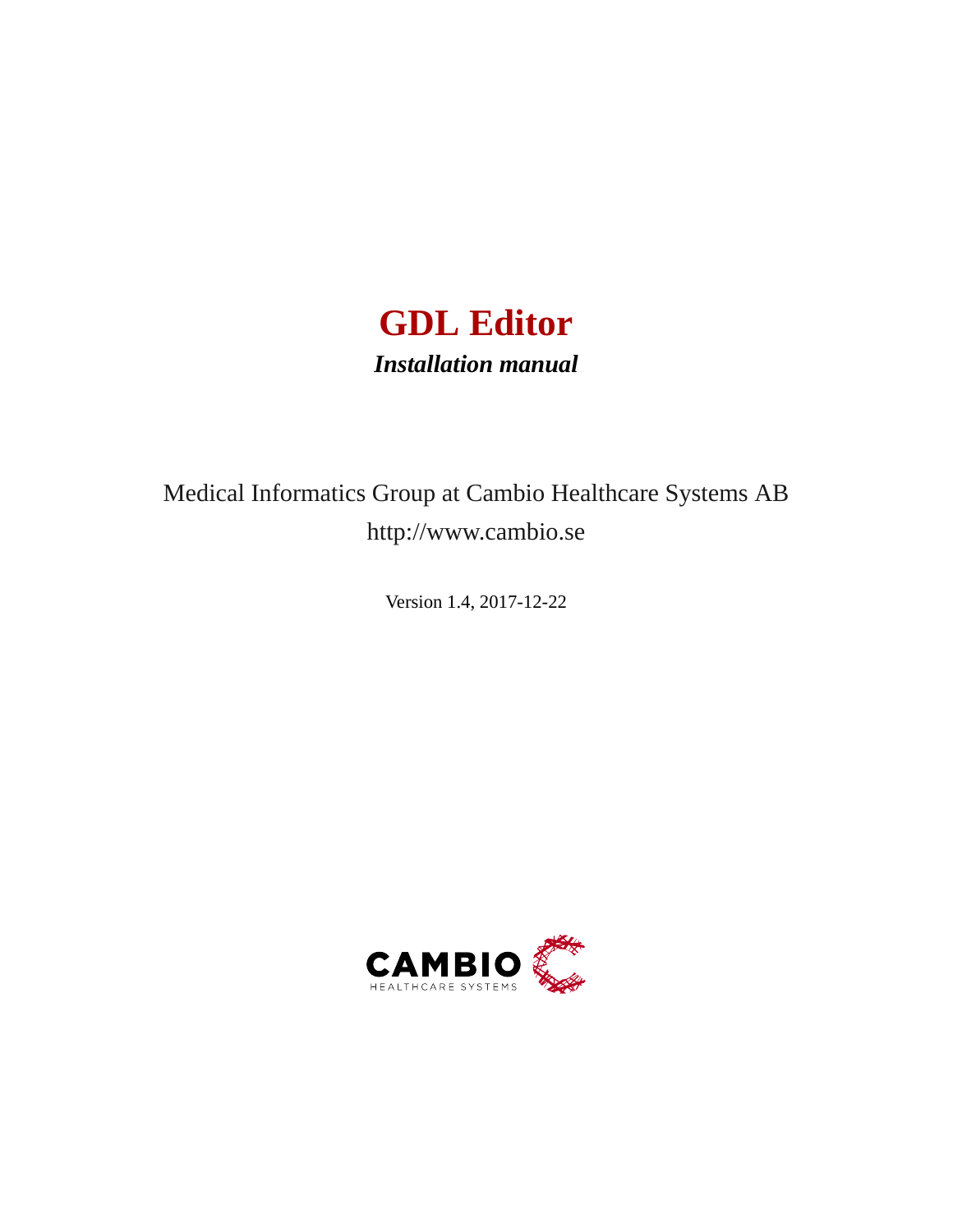# GDL Editor

***Installation manual***

Medical Informatics Group at Cambio Healthcare Systems AB

http://www.cambio.se

Version 1.4, 2017-12-22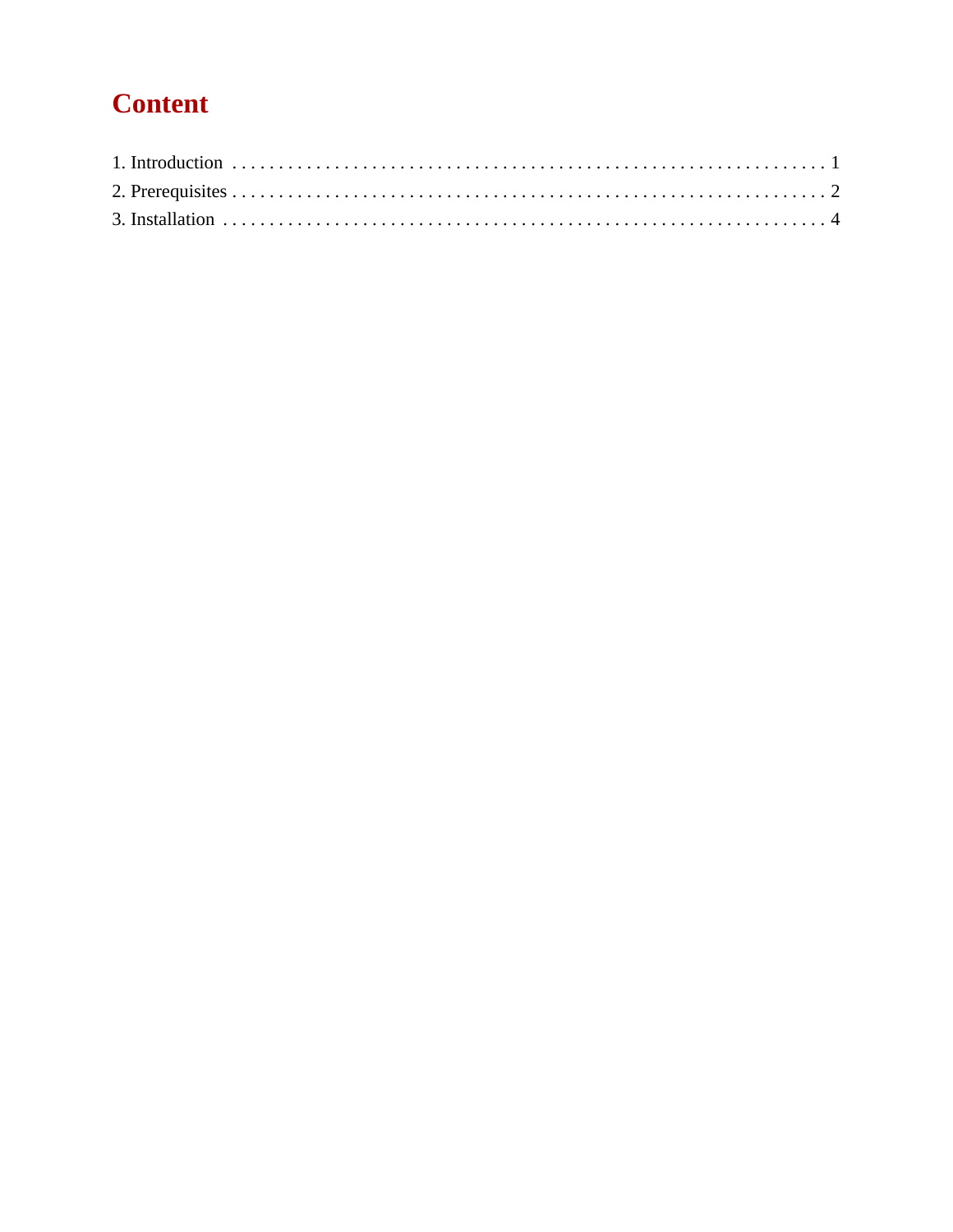# Content

1. Introduction . . . . . . . . . . . . . . . . . . . . . . . . . . . . . . . . . . . . . . . . . . . . . . . . . . . . . . . . . . . . . . . 1
2. Prerequisites . . . . . . . . . . . . . . . . . . . . . . . . . . . . . . . . . . . . . . . . . . . . . . . . . . . . . . . . . . . . . . . 2
3. Installation . . . . . . . . . . . . . . . . . . . . . . . . . . . . . . . . . . . . . . . . . . . . . . . . . . . . . . . . . . . . . . . . 4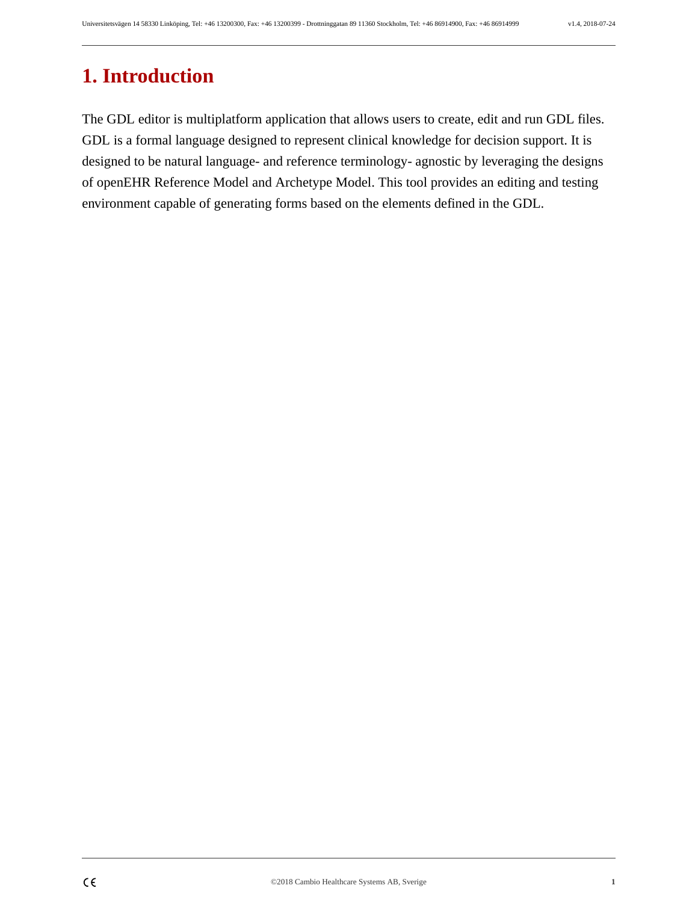# 1. Introduction

The GDL editor is multiplatform application that allows users to create, edit and run GDL files. GDL is a formal language designed to represent clinical knowledge for decision support. It is designed to be natural language- and reference terminology- agnostic by leveraging the designs of openEHR Reference Model and Archetype Model. This tool provides an editing and testing environment capable of generating forms based on the elements defined in the GDL.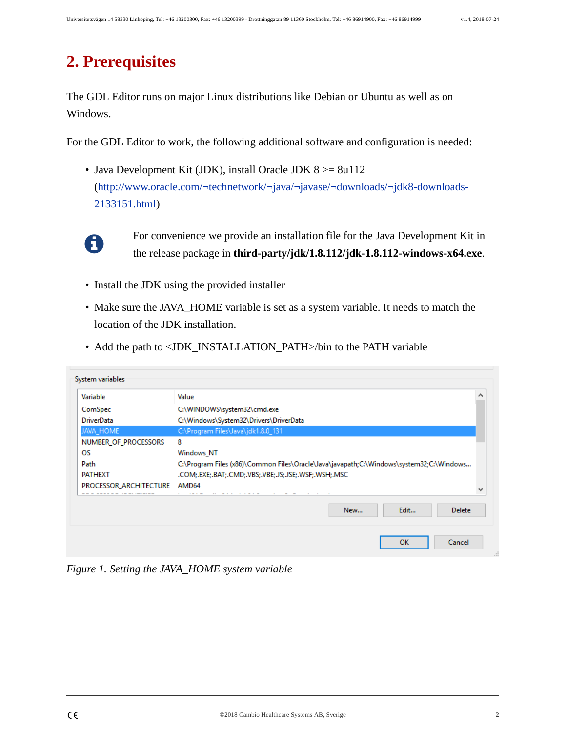# 2. Prerequisites

The GDL Editor runs on major Linux distributions like Debian or Ubuntu as well as on Windows.

For the GDL Editor to work, the following additional software and configuration is needed:

- Java Development Kit (JDK), install Oracle JDK 8 >= 8u112 (http://www.oracle.com/¬technetwork/¬java/¬javase/¬downloads/¬jdk8-downloads-2133151.html)

> For convenience we provide an installation file for the Java Development Kit in the release package in **third-party/jdk/1.8.112/jdk-1.8.112-windows-x64.exe**.

- Install the JDK using the provided installer
- Make sure the JAVA_HOME variable is set as a system variable. It needs to match the location of the JDK installation.
- Add the path to <JDK_INSTALLATION_PATH>/bin to the PATH variable

*Figure 1. Setting the JAVA_HOME system variable*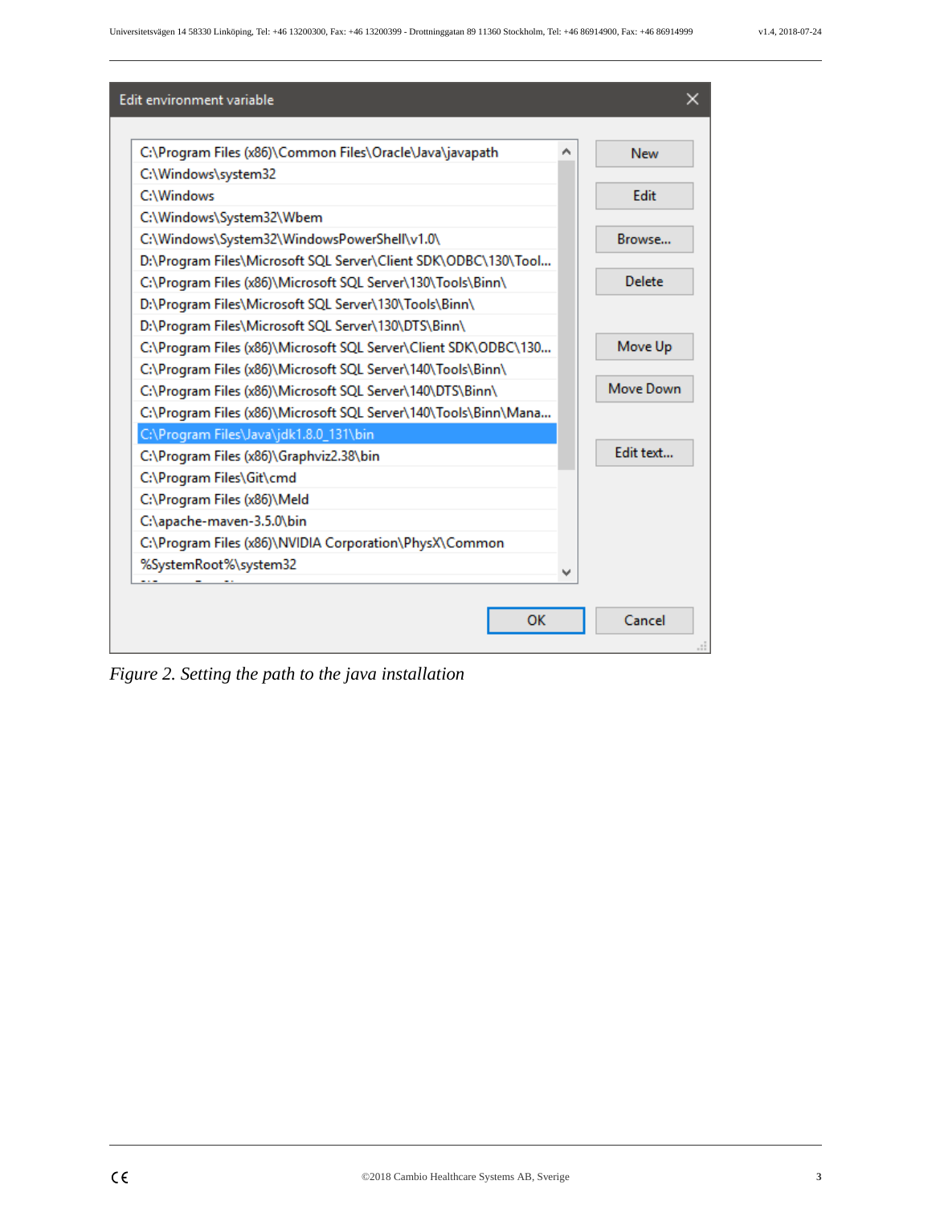Edit environment variable

- C:\Program Files (x86)\Common Files\Oracle\Java\javapath
- C:\Windows\system32
- C:\Windows
- C:\Windows\System32\Wbem
- C:\Windows\System32\WindowsPowerShell\v1.0\
- D:\Program Files\Microsoft SQL Server\Client SDK\ODBC\130\Tool...
- C:\Program Files (x86)\Microsoft SQL Server\130\Tools\Binn\
- D:\Program Files\Microsoft SQL Server\130\Tools\Binn\
- D:\Program Files\Microsoft SQL Server\130\DTS\Binn\
- C:\Program Files (x86)\Microsoft SQL Server\Client SDK\ODBC\130...
- C:\Program Files (x86)\Microsoft SQL Server\140\Tools\Binn\
- C:\Program Files (x86)\Microsoft SQL Server\140\DTS\Binn\
- C:\Program Files (x86)\Microsoft SQL Server\140\Tools\Binn\Mana...
- C:\Program Files\Java\jdk1.8.0_131\bin
- C:\Program Files (x86)\Graphviz2.38\bin
- C:\Program Files\Git\cmd
- C:\Program Files (x86)\Meld
- C:\apache-maven-3.5.0\bin
- C:\Program Files (x86)\NVIDIA Corporation\PhysX\Common
- %SystemRoot%\system32

New | Edit | Browse... | Delete | Move Up | Move Down | Edit text...

OK | Cancel

*Figure 2. Setting the path to the java installation*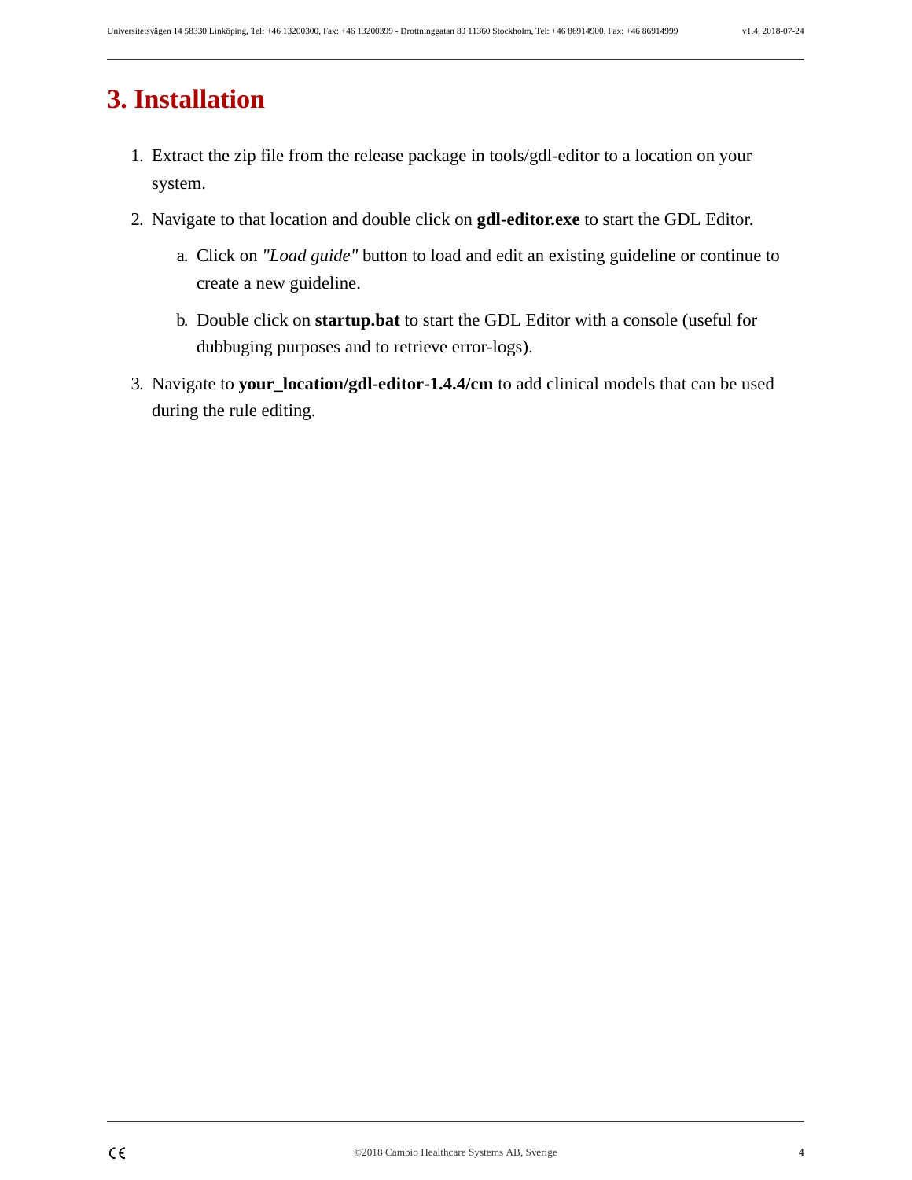# 3. Installation

1. Extract the zip file from the release package in tools/gdl-editor to a location on your system.
2. Navigate to that location and double click on **gdl-editor.exe** to start the GDL Editor.
    a. Click on *"Load guide"* button to load and edit an existing guideline or continue to create a new guideline.
    b. Double click on **startup.bat** to start the GDL Editor with a console (useful for dubbuging purposes and to retrieve error-logs).
3. Navigate to **your_location/gdl-editor-1.4.4/cm** to add clinical models that can be used during the rule editing.